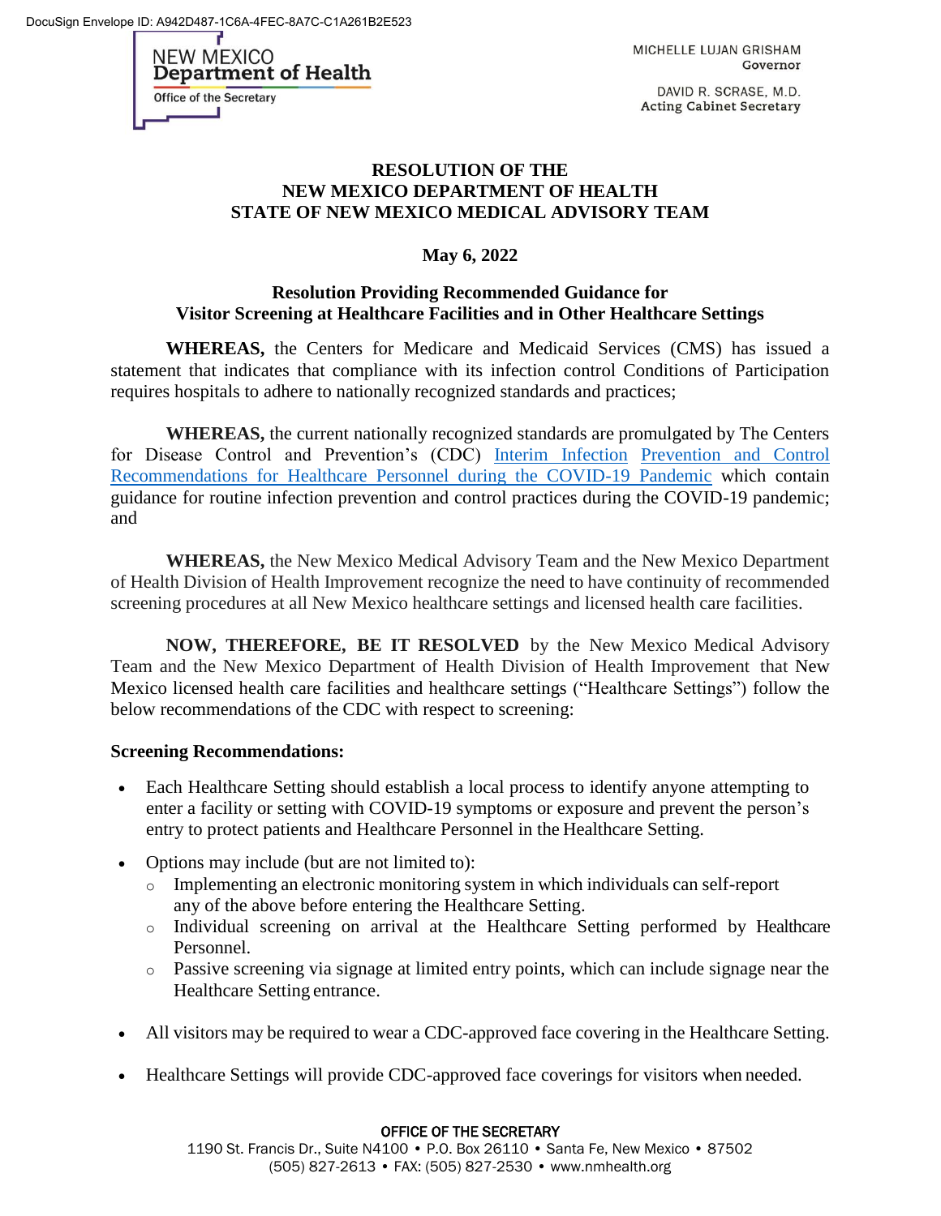DocuSign Envelope ID: A942D487-1C6A-4FEC-8A7C-C1A261B2E523

NEW MEXICO
**Department of Health**
Office of the Secretary

MICHELLE LUJAN GRISHAM
Governor

DAVID R. SCRASE, M.D.
Acting Cabinet Secretary

# RESOLUTION OF THE NEW MEXICO DEPARTMENT OF HEALTH STATE OF NEW MEXICO MEDICAL ADVISORY TEAM

**May 6, 2022**

## Resolution Providing Recommended Guidance for Visitor Screening at Healthcare Facilities and in Other Healthcare Settings

**WHEREAS,** the Centers for Medicare and Medicaid Services (CMS) has issued a statement that indicates that compliance with its infection control Conditions of Participation requires hospitals to adhere to nationally recognized standards and practices;

**WHEREAS,** the current nationally recognized standards are promulgated by The Centers for Disease Control and Prevention's (CDC) Interim Infection Prevention and Control Recommendations for Healthcare Personnel during the COVID-19 Pandemic which contain guidance for routine infection prevention and control practices during the COVID-19 pandemic; and

**WHEREAS,** the New Mexico Medical Advisory Team and the New Mexico Department of Health Division of Health Improvement recognize the need to have continuity of recommended screening procedures at all New Mexico healthcare settings and licensed health care facilities.

**NOW, THEREFORE, BE IT RESOLVED** by the New Mexico Medical Advisory Team and the New Mexico Department of Health Division of Health Improvement that New Mexico licensed health care facilities and healthcare settings ("Healthcare Settings") follow the below recommendations of the CDC with respect to screening:

**Screening Recommendations:**

- Each Healthcare Setting should establish a local process to identify anyone attempting to enter a facility or setting with COVID-19 symptoms or exposure and prevent the person's entry to protect patients and Healthcare Personnel in the Healthcare Setting.
- Options may include (but are not limited to):
  - Implementing an electronic monitoring system in which individuals can self-report any of the above before entering the Healthcare Setting.
  - Individual screening on arrival at the Healthcare Setting performed by Healthcare Personnel.
  - Passive screening via signage at limited entry points, which can include signage near the Healthcare Setting entrance.
- All visitors may be required to wear a CDC-approved face covering in the Healthcare Setting.
- Healthcare Settings will provide CDC-approved face coverings for visitors when needed.

OFFICE OF THE SECRETARY
1190 St. Francis Dr., Suite N4100 • P.O. Box 26110 • Santa Fe, New Mexico • 87502
(505) 827-2613 • FAX: (505) 827-2530 • www.nmhealth.org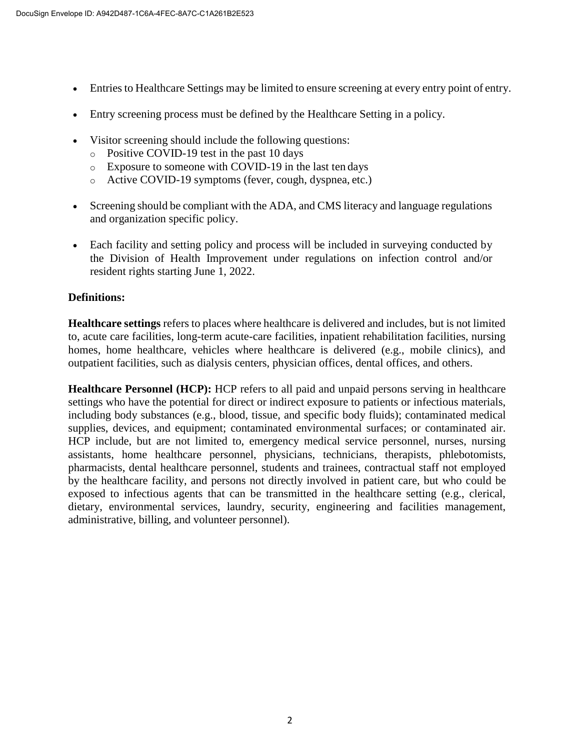- Entries to Healthcare Settings may be limited to ensure screening at every entry point of entry.
- Entry screening process must be defined by the Healthcare Setting in a policy.
- Visitor screening should include the following questions:
  - Positive COVID-19 test in the past 10 days
  - Exposure to someone with COVID-19 in the last ten days
  - Active COVID-19 symptoms (fever, cough, dyspnea, etc.)
- Screening should be compliant with the ADA, and CMS literacy and language regulations and organization specific policy.
- Each facility and setting policy and process will be included in surveying conducted by the Division of Health Improvement under regulations on infection control and/or resident rights starting June 1, 2022.

**Definitions:**

**Healthcare settings** refers to places where healthcare is delivered and includes, but is not limited to, acute care facilities, long-term acute-care facilities, inpatient rehabilitation facilities, nursing homes, home healthcare, vehicles where healthcare is delivered (e.g., mobile clinics), and outpatient facilities, such as dialysis centers, physician offices, dental offices, and others.

**Healthcare Personnel (HCP):** HCP refers to all paid and unpaid persons serving in healthcare settings who have the potential for direct or indirect exposure to patients or infectious materials, including body substances (e.g., blood, tissue, and specific body fluids); contaminated medical supplies, devices, and equipment; contaminated environmental surfaces; or contaminated air. HCP include, but are not limited to, emergency medical service personnel, nurses, nursing assistants, home healthcare personnel, physicians, technicians, therapists, phlebotomists, pharmacists, dental healthcare personnel, students and trainees, contractual staff not employed by the healthcare facility, and persons not directly involved in patient care, but who could be exposed to infectious agents that can be transmitted in the healthcare setting (e.g., clerical, dietary, environmental services, laundry, security, engineering and facilities management, administrative, billing, and volunteer personnel).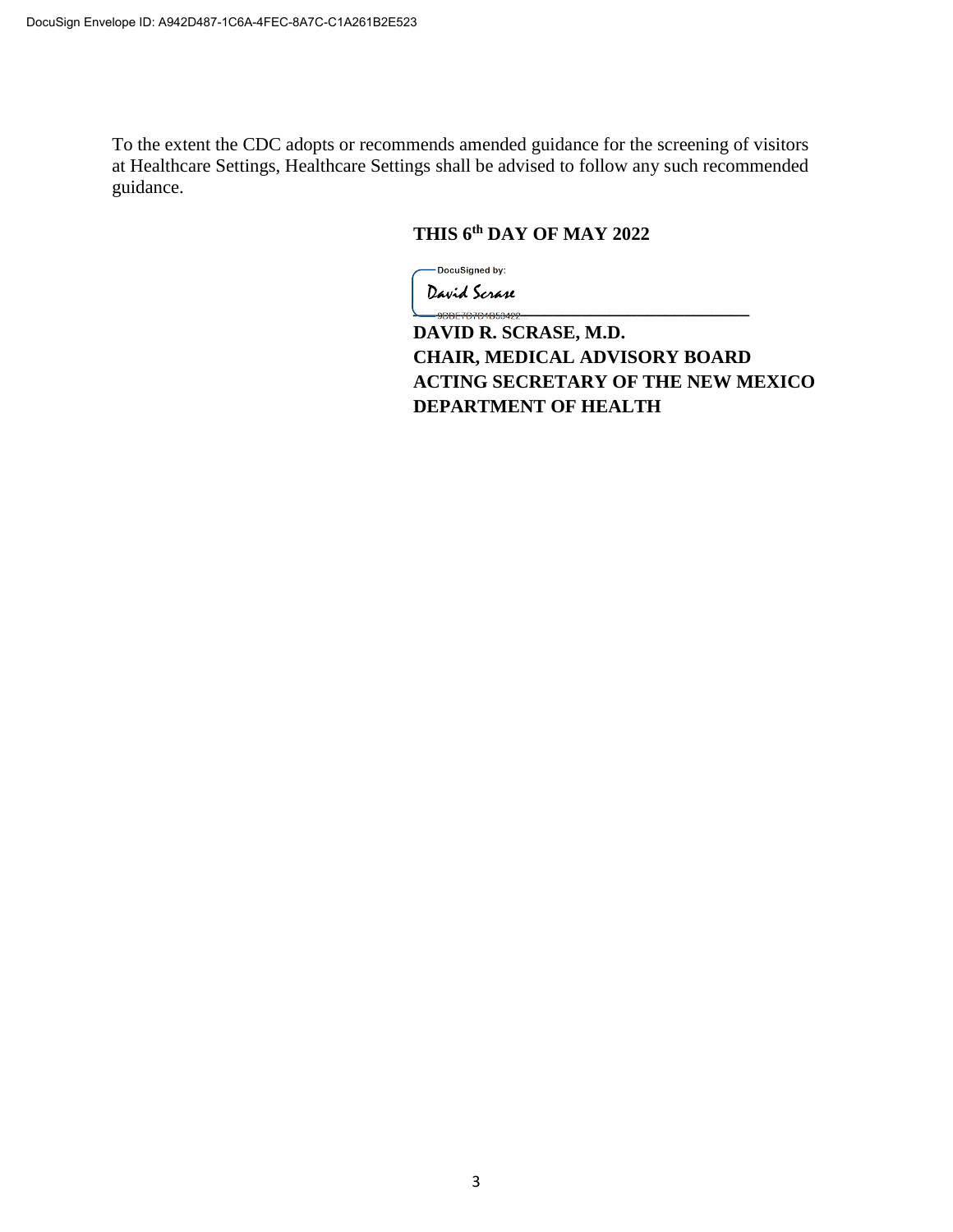To the extent the CDC adopts or recommends amended guidance for the screening of visitors at Healthcare Settings, Healthcare Settings shall be advised to follow any such recommended guidance.

**THIS 6th DAY OF MAY 2022**

DocuSigned by:
David Scrase
9DBE7D7D4B53422...

**DAVID R. SCRASE, M.D.**
**CHAIR, MEDICAL ADVISORY BOARD**
**ACTING SECRETARY OF THE NEW MEXICO DEPARTMENT OF HEALTH**